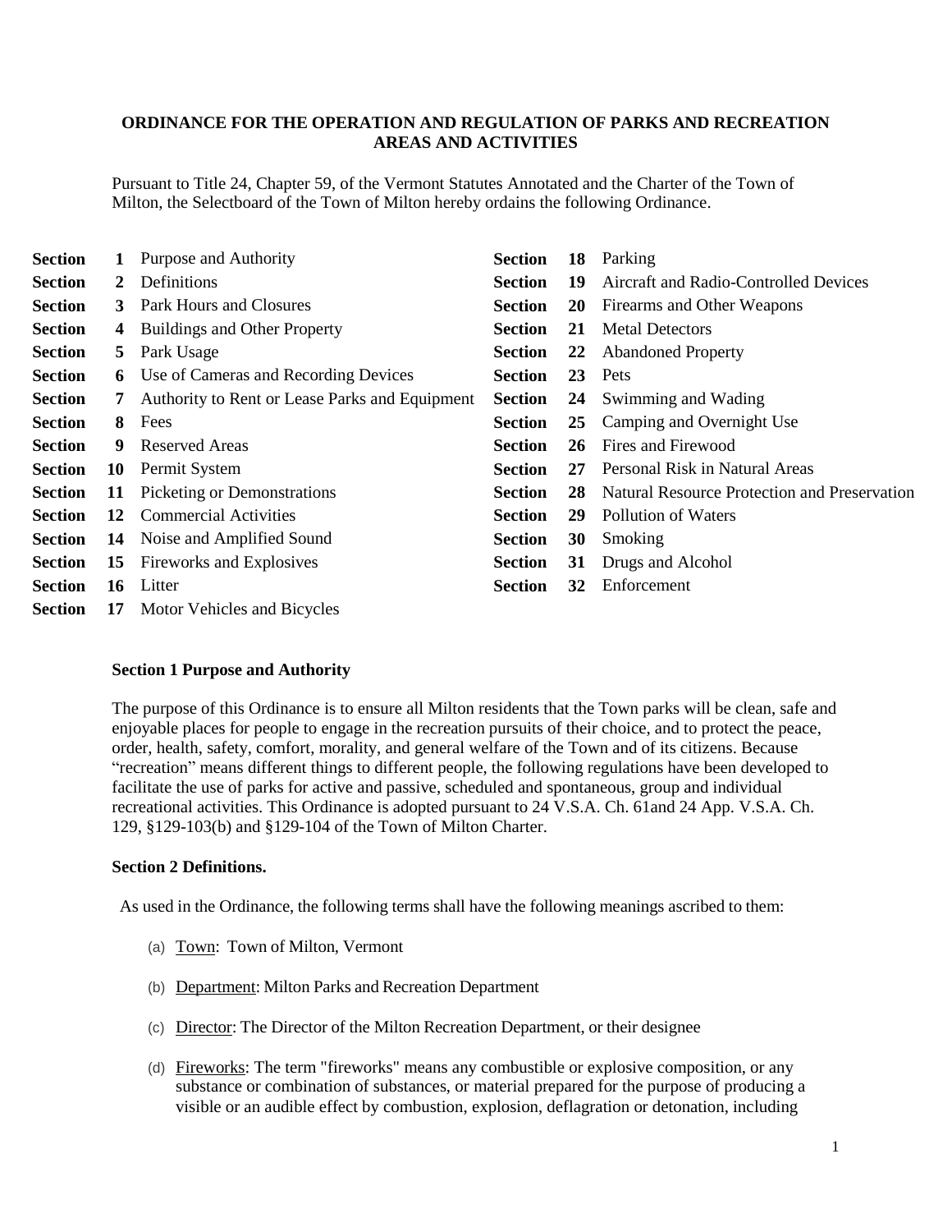## ORDINANCE FOR THE OPERATION AND REGULATION OF PARKS AND RECREATION AREAS AND ACTIVITIES

Pursuant to Title 24, Chapter 59, of the Vermont Statutes Annotated and the Charter of the Town of Milton, the Selectboard of the Town of Milton hereby ordains the following Ordinance.

| | | | | | |
|---|---|---|---|---|---|
| **Section** | **1** | Purpose and Authority | **Section** | **18** | Parking |
| **Section** | **2** | Definitions | **Section** | **19** | Aircraft and Radio-Controlled Devices |
| **Section** | **3** | Park Hours and Closures | **Section** | **20** | Firearms and Other Weapons |
| **Section** | **4** | Buildings and Other Property | **Section** | **21** | Metal Detectors |
| **Section** | **5** | Park Usage | **Section** | **22** | Abandoned Property |
| **Section** | **6** | Use of Cameras and Recording Devices | **Section** | **23** | Pets |
| **Section** | **7** | Authority to Rent or Lease Parks and Equipment | **Section** | **24** | Swimming and Wading |
| **Section** | **8** | Fees | **Section** | **25** | Camping and Overnight Use |
| **Section** | **9** | Reserved Areas | **Section** | **26** | Fires and Firewood |
| **Section** | **10** | Permit System | **Section** | **27** | Personal Risk in Natural Areas |
| **Section** | **11** | Picketing or Demonstrations | **Section** | **28** | Natural Resource Protection and Preservation |
| **Section** | **12** | Commercial Activities | **Section** | **29** | Pollution of Waters |
| **Section** | **14** | Noise and Amplified Sound | **Section** | **30** | Smoking |
| **Section** | **15** | Fireworks and Explosives | **Section** | **31** | Drugs and Alcohol |
| **Section** | **16** | Litter | **Section** | **32** | Enforcement |
| **Section** | **17** | Motor Vehicles and Bicycles | | | |

### Section 1 Purpose and Authority

The purpose of this Ordinance is to ensure all Milton residents that the Town parks will be clean, safe and enjoyable places for people to engage in the recreation pursuits of their choice, and to protect the peace, order, health, safety, comfort, morality, and general welfare of the Town and of its citizens. Because "recreation" means different things to different people, the following regulations have been developed to facilitate the use of parks for active and passive, scheduled and spontaneous, group and individual recreational activities. This Ordinance is adopted pursuant to 24 V.S.A. Ch. 61and 24 App. V.S.A. Ch. 129, §129-103(b) and §129-104 of the Town of Milton Charter.

### Section 2 Definitions.

As used in the Ordinance, the following terms shall have the following meanings ascribed to them:

(a) Town: Town of Milton, Vermont

(b) Department: Milton Parks and Recreation Department

(c) Director: The Director of the Milton Recreation Department, or their designee

(d) Fireworks: The term "fireworks" means any combustible or explosive composition, or any substance or combination of substances, or material prepared for the purpose of producing a visible or an audible effect by combustion, explosion, deflagration or detonation, including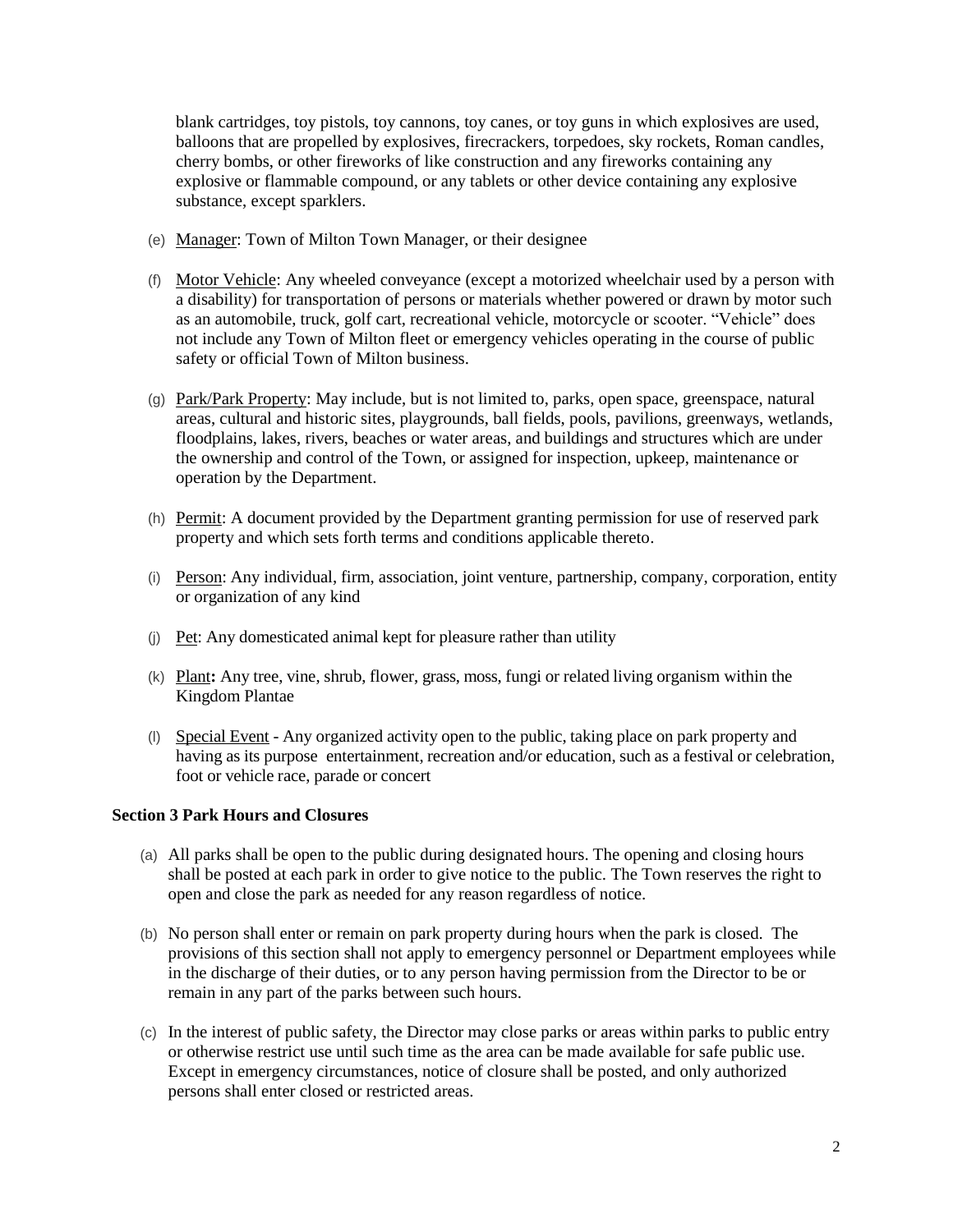blank cartridges, toy pistols, toy cannons, toy canes, or toy guns in which explosives are used, balloons that are propelled by explosives, firecrackers, torpedoes, sky rockets, Roman candles, cherry bombs, or other fireworks of like construction and any fireworks containing any explosive or flammable compound, or any tablets or other device containing any explosive substance, except sparklers.

(e) Manager: Town of Milton Town Manager, or their designee

(f) Motor Vehicle: Any wheeled conveyance (except a motorized wheelchair used by a person with a disability) for transportation of persons or materials whether powered or drawn by motor such as an automobile, truck, golf cart, recreational vehicle, motorcycle or scooter. "Vehicle" does not include any Town of Milton fleet or emergency vehicles operating in the course of public safety or official Town of Milton business.

(g) Park/Park Property: May include, but is not limited to, parks, open space, greenspace, natural areas, cultural and historic sites, playgrounds, ball fields, pools, pavilions, greenways, wetlands, floodplains, lakes, rivers, beaches or water areas, and buildings and structures which are under the ownership and control of the Town, or assigned for inspection, upkeep, maintenance or operation by the Department.

(h) Permit: A document provided by the Department granting permission for use of reserved park property and which sets forth terms and conditions applicable thereto.

(i) Person: Any individual, firm, association, joint venture, partnership, company, corporation, entity or organization of any kind

(j) Pet: Any domesticated animal kept for pleasure rather than utility

(k) Plant**:** Any tree, vine, shrub, flower, grass, moss, fungi or related living organism within the Kingdom Plantae

(l) Special Event - Any organized activity open to the public, taking place on park property and having as its purpose entertainment, recreation and/or education, such as a festival or celebration, foot or vehicle race, parade or concert

**Section 3 Park Hours and Closures**

(a) All parks shall be open to the public during designated hours. The opening and closing hours shall be posted at each park in order to give notice to the public. The Town reserves the right to open and close the park as needed for any reason regardless of notice.

(b) No person shall enter or remain on park property during hours when the park is closed. The provisions of this section shall not apply to emergency personnel or Department employees while in the discharge of their duties, or to any person having permission from the Director to be or remain in any part of the parks between such hours.

(c) In the interest of public safety, the Director may close parks or areas within parks to public entry or otherwise restrict use until such time as the area can be made available for safe public use. Except in emergency circumstances, notice of closure shall be posted, and only authorized persons shall enter closed or restricted areas.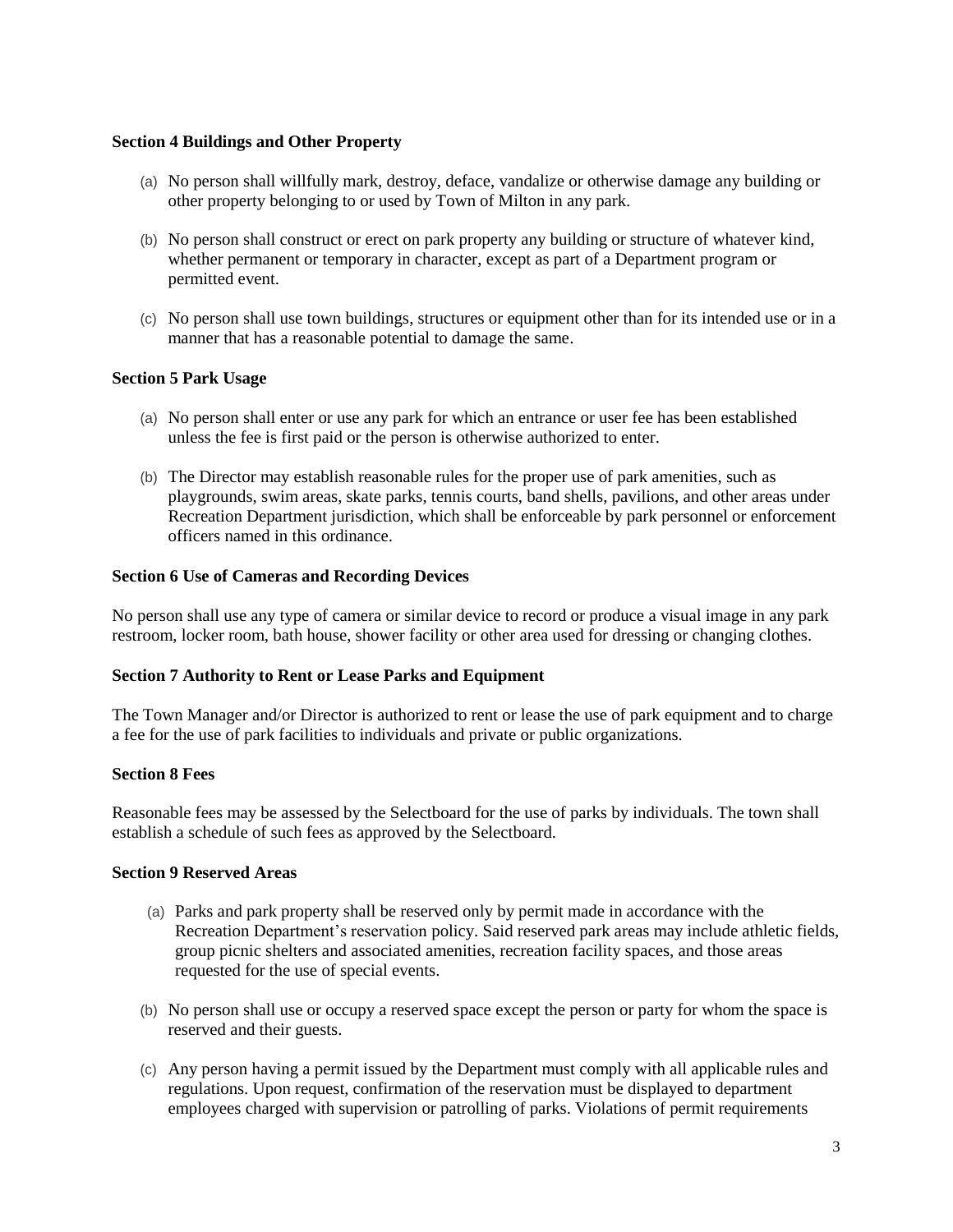**Section 4 Buildings and Other Property**

(a) No person shall willfully mark, destroy, deface, vandalize or otherwise damage any building or other property belonging to or used by Town of Milton in any park.

(b) No person shall construct or erect on park property any building or structure of whatever kind, whether permanent or temporary in character, except as part of a Department program or permitted event.

(c) No person shall use town buildings, structures or equipment other than for its intended use or in a manner that has a reasonable potential to damage the same.

**Section 5 Park Usage**

(a) No person shall enter or use any park for which an entrance or user fee has been established unless the fee is first paid or the person is otherwise authorized to enter.

(b) The Director may establish reasonable rules for the proper use of park amenities, such as playgrounds, swim areas, skate parks, tennis courts, band shells, pavilions, and other areas under Recreation Department jurisdiction, which shall be enforceable by park personnel or enforcement officers named in this ordinance.

**Section 6 Use of Cameras and Recording Devices**

No person shall use any type of camera or similar device to record or produce a visual image in any park restroom, locker room, bath house, shower facility or other area used for dressing or changing clothes.

**Section 7 Authority to Rent or Lease Parks and Equipment**

The Town Manager and/or Director is authorized to rent or lease the use of park equipment and to charge a fee for the use of park facilities to individuals and private or public organizations.

**Section 8 Fees**

Reasonable fees may be assessed by the Selectboard for the use of parks by individuals. The town shall establish a schedule of such fees as approved by the Selectboard.

**Section 9 Reserved Areas**

(a) Parks and park property shall be reserved only by permit made in accordance with the Recreation Department's reservation policy. Said reserved park areas may include athletic fields, group picnic shelters and associated amenities, recreation facility spaces, and those areas requested for the use of special events.

(b) No person shall use or occupy a reserved space except the person or party for whom the space is reserved and their guests.

(c) Any person having a permit issued by the Department must comply with all applicable rules and regulations. Upon request, confirmation of the reservation must be displayed to department employees charged with supervision or patrolling of parks. Violations of permit requirements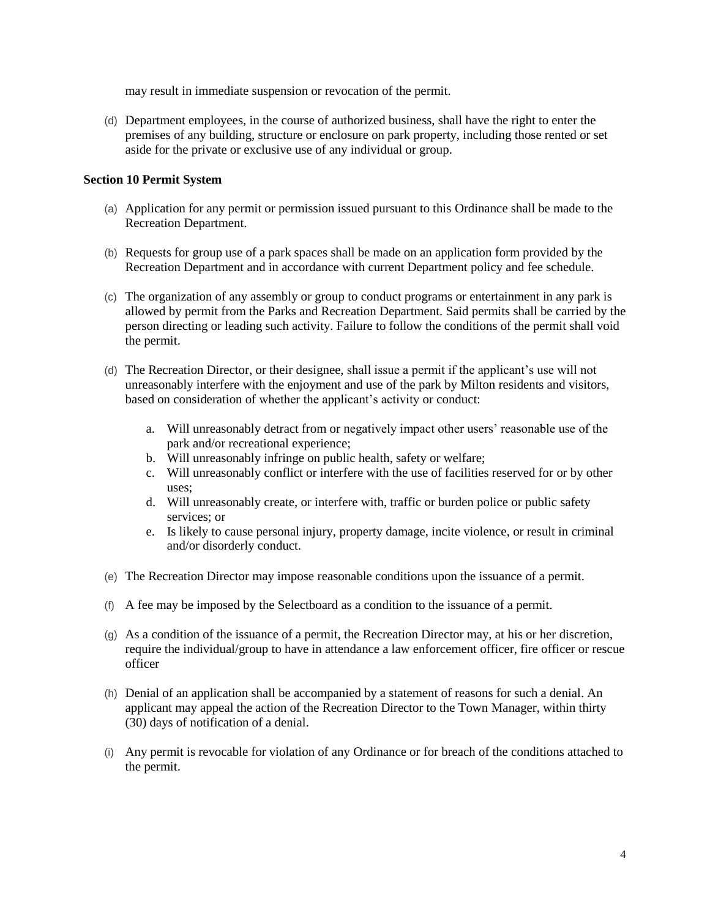may result in immediate suspension or revocation of the permit.

(d) Department employees, in the course of authorized business, shall have the right to enter the premises of any building, structure or enclosure on park property, including those rented or set aside for the private or exclusive use of any individual or group.

**Section 10 Permit System**

(a) Application for any permit or permission issued pursuant to this Ordinance shall be made to the Recreation Department.

(b) Requests for group use of a park spaces shall be made on an application form provided by the Recreation Department and in accordance with current Department policy and fee schedule.

(c) The organization of any assembly or group to conduct programs or entertainment in any park is allowed by permit from the Parks and Recreation Department. Said permits shall be carried by the person directing or leading such activity. Failure to follow the conditions of the permit shall void the permit.

(d) The Recreation Director, or their designee, shall issue a permit if the applicant's use will not unreasonably interfere with the enjoyment and use of the park by Milton residents and visitors, based on consideration of whether the applicant's activity or conduct:

   a. Will unreasonably detract from or negatively impact other users' reasonable use of the park and/or recreational experience;
   b. Will unreasonably infringe on public health, safety or welfare;
   c. Will unreasonably conflict or interfere with the use of facilities reserved for or by other uses;
   d. Will unreasonably create, or interfere with, traffic or burden police or public safety services; or
   e. Is likely to cause personal injury, property damage, incite violence, or result in criminal and/or disorderly conduct.

(e) The Recreation Director may impose reasonable conditions upon the issuance of a permit.

(f) A fee may be imposed by the Selectboard as a condition to the issuance of a permit.

(g) As a condition of the issuance of a permit, the Recreation Director may, at his or her discretion, require the individual/group to have in attendance a law enforcement officer, fire officer or rescue officer

(h) Denial of an application shall be accompanied by a statement of reasons for such a denial. An applicant may appeal the action of the Recreation Director to the Town Manager, within thirty (30) days of notification of a denial.

(i) Any permit is revocable for violation of any Ordinance or for breach of the conditions attached to the permit.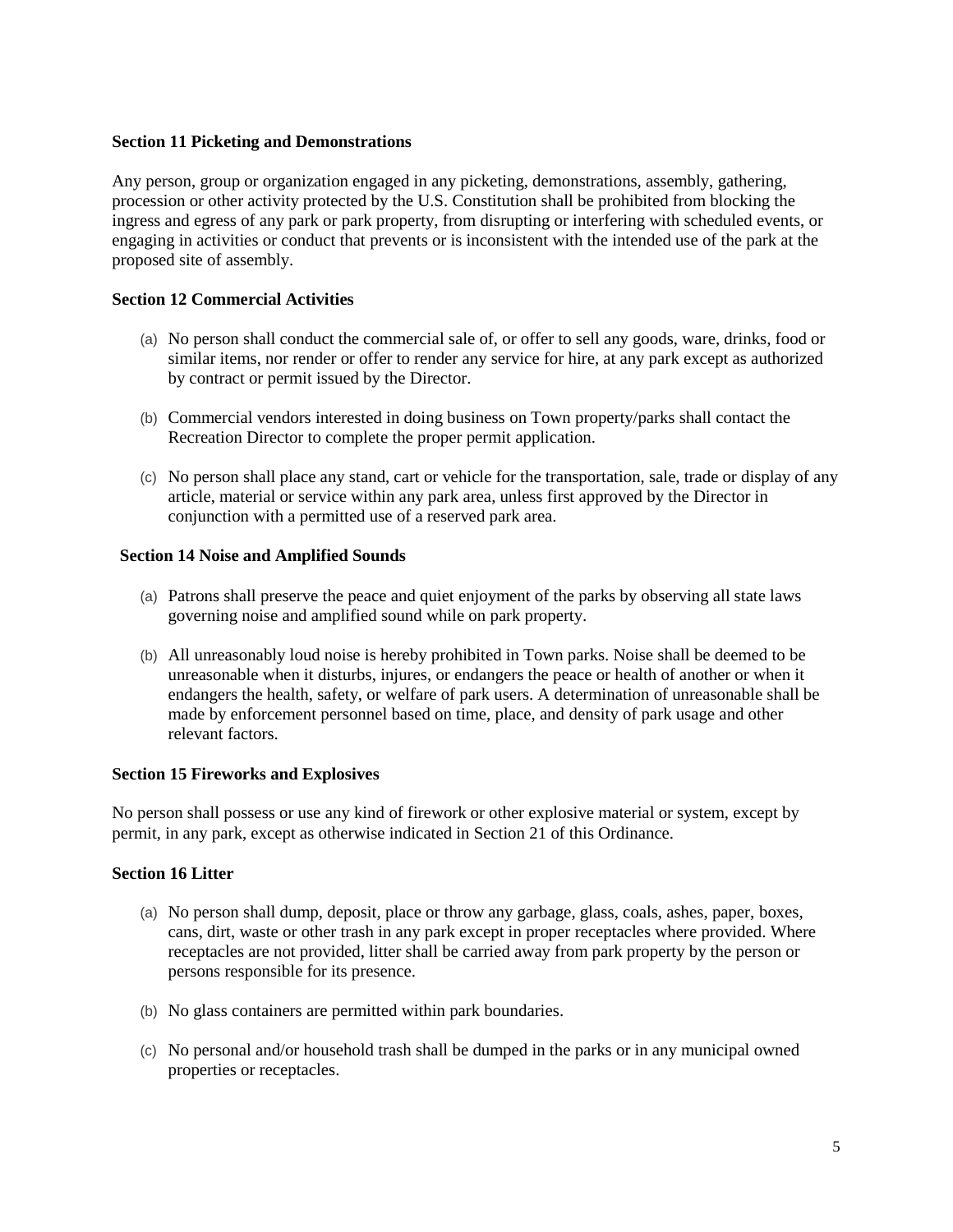### Section 11 Picketing and Demonstrations

Any person, group or organization engaged in any picketing, demonstrations, assembly, gathering, procession or other activity protected by the U.S. Constitution shall be prohibited from blocking the ingress and egress of any park or park property, from disrupting or interfering with scheduled events, or engaging in activities or conduct that prevents or is inconsistent with the intended use of the park at the proposed site of assembly.

### Section 12 Commercial Activities

(a) No person shall conduct the commercial sale of, or offer to sell any goods, ware, drinks, food or similar items, nor render or offer to render any service for hire, at any park except as authorized by contract or permit issued by the Director.

(b) Commercial vendors interested in doing business on Town property/parks shall contact the Recreation Director to complete the proper permit application.

(c) No person shall place any stand, cart or vehicle for the transportation, sale, trade or display of any article, material or service within any park area, unless first approved by the Director in conjunction with a permitted use of a reserved park area.

### Section 14 Noise and Amplified Sounds

(a) Patrons shall preserve the peace and quiet enjoyment of the parks by observing all state laws governing noise and amplified sound while on park property.

(b) All unreasonably loud noise is hereby prohibited in Town parks. Noise shall be deemed to be unreasonable when it disturbs, injures, or endangers the peace or health of another or when it endangers the health, safety, or welfare of park users. A determination of unreasonable shall be made by enforcement personnel based on time, place, and density of park usage and other relevant factors.

### Section 15 Fireworks and Explosives

No person shall possess or use any kind of firework or other explosive material or system, except by permit, in any park, except as otherwise indicated in Section 21 of this Ordinance.

### Section 16 Litter

(a) No person shall dump, deposit, place or throw any garbage, glass, coals, ashes, paper, boxes, cans, dirt, waste or other trash in any park except in proper receptacles where provided. Where receptacles are not provided, litter shall be carried away from park property by the person or persons responsible for its presence.

(b) No glass containers are permitted within park boundaries.

(c) No personal and/or household trash shall be dumped in the parks or in any municipal owned properties or receptacles.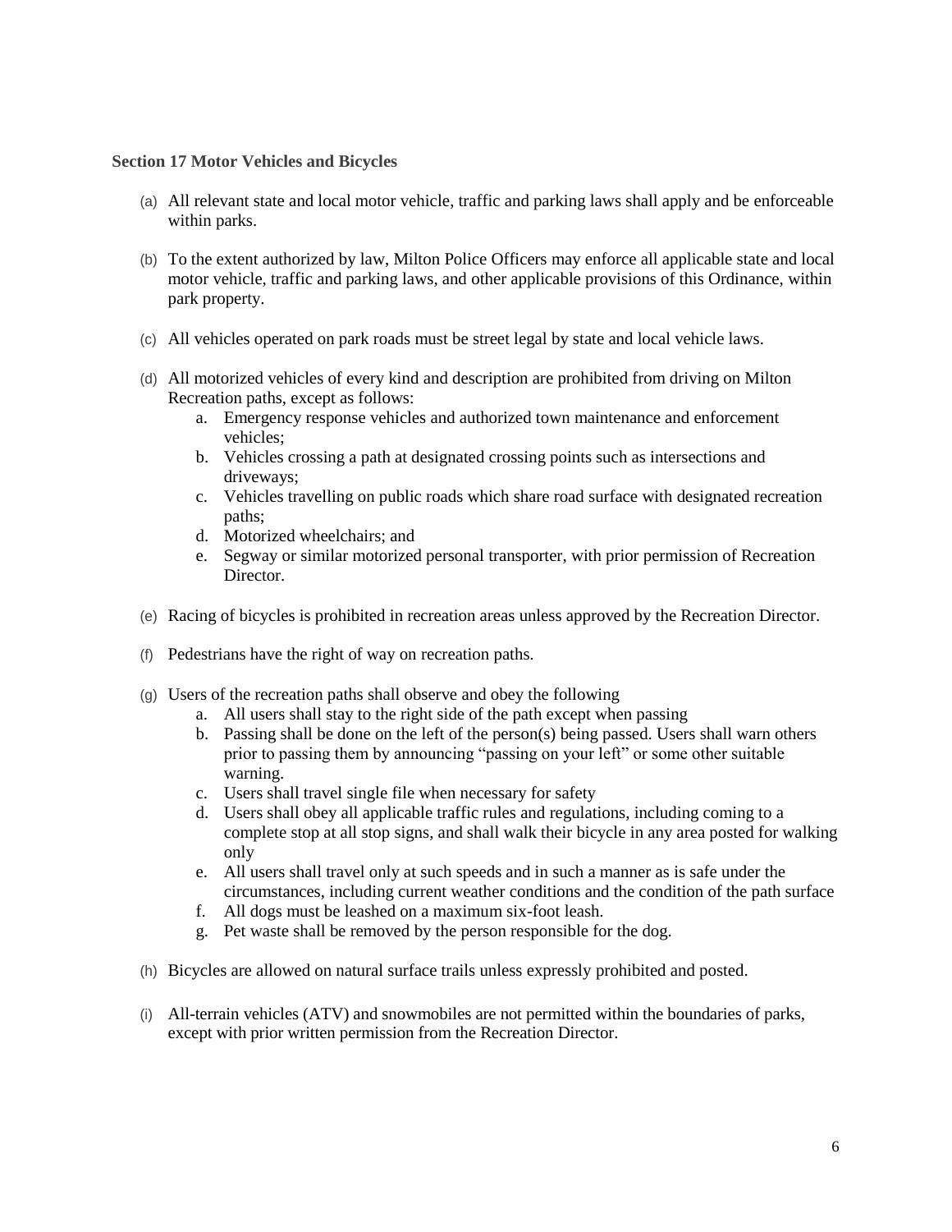**Section 17 Motor Vehicles and Bicycles**

(a) All relevant state and local motor vehicle, traffic and parking laws shall apply and be enforceable within parks.

(b) To the extent authorized by law, Milton Police Officers may enforce all applicable state and local motor vehicle, traffic and parking laws, and other applicable provisions of this Ordinance, within park property.

(c) All vehicles operated on park roads must be street legal by state and local vehicle laws.

(d) All motorized vehicles of every kind and description are prohibited from driving on Milton Recreation paths, except as follows:

   a. Emergency response vehicles and authorized town maintenance and enforcement vehicles;
   b. Vehicles crossing a path at designated crossing points such as intersections and driveways;
   c. Vehicles travelling on public roads which share road surface with designated recreation paths;
   d. Motorized wheelchairs; and
   e. Segway or similar motorized personal transporter, with prior permission of Recreation Director.

(e) Racing of bicycles is prohibited in recreation areas unless approved by the Recreation Director.

(f) Pedestrians have the right of way on recreation paths.

(g) Users of the recreation paths shall observe and obey the following

   a. All users shall stay to the right side of the path except when passing
   b. Passing shall be done on the left of the person(s) being passed. Users shall warn others prior to passing them by announcing "passing on your left" or some other suitable warning.
   c. Users shall travel single file when necessary for safety
   d. Users shall obey all applicable traffic rules and regulations, including coming to a complete stop at all stop signs, and shall walk their bicycle in any area posted for walking only
   e. All users shall travel only at such speeds and in such a manner as is safe under the circumstances, including current weather conditions and the condition of the path surface
   f. All dogs must be leashed on a maximum six-foot leash.
   g. Pet waste shall be removed by the person responsible for the dog.

(h) Bicycles are allowed on natural surface trails unless expressly prohibited and posted.

(i) All-terrain vehicles (ATV) and snowmobiles are not permitted within the boundaries of parks, except with prior written permission from the Recreation Director.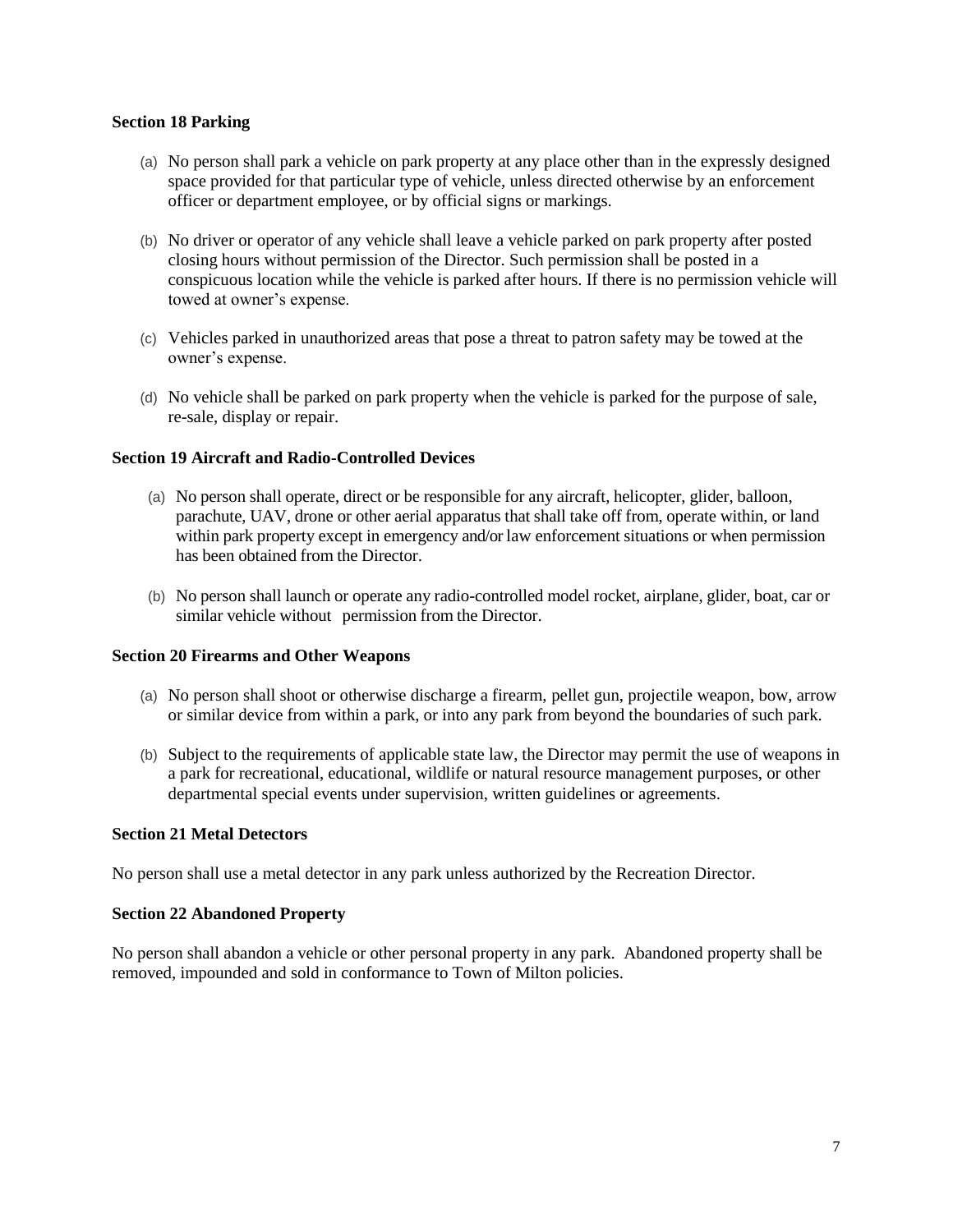**Section 18 Parking**

(a) No person shall park a vehicle on park property at any place other than in the expressly designed space provided for that particular type of vehicle, unless directed otherwise by an enforcement officer or department employee, or by official signs or markings.

(b) No driver or operator of any vehicle shall leave a vehicle parked on park property after posted closing hours without permission of the Director. Such permission shall be posted in a conspicuous location while the vehicle is parked after hours. If there is no permission vehicle will towed at owner's expense.

(c) Vehicles parked in unauthorized areas that pose a threat to patron safety may be towed at the owner's expense.

(d) No vehicle shall be parked on park property when the vehicle is parked for the purpose of sale, re-sale, display or repair.

**Section 19 Aircraft and Radio-Controlled Devices**

(a) No person shall operate, direct or be responsible for any aircraft, helicopter, glider, balloon, parachute, UAV, drone or other aerial apparatus that shall take off from, operate within, or land within park property except in emergency and/or law enforcement situations or when permission has been obtained from the Director.

(b) No person shall launch or operate any radio-controlled model rocket, airplane, glider, boat, car or similar vehicle without permission from the Director.

**Section 20 Firearms and Other Weapons**

(a) No person shall shoot or otherwise discharge a firearm, pellet gun, projectile weapon, bow, arrow or similar device from within a park, or into any park from beyond the boundaries of such park.

(b) Subject to the requirements of applicable state law, the Director may permit the use of weapons in a park for recreational, educational, wildlife or natural resource management purposes, or other departmental special events under supervision, written guidelines or agreements.

**Section 21 Metal Detectors**

No person shall use a metal detector in any park unless authorized by the Recreation Director.

**Section 22 Abandoned Property**

No person shall abandon a vehicle or other personal property in any park. Abandoned property shall be removed, impounded and sold in conformance to Town of Milton policies.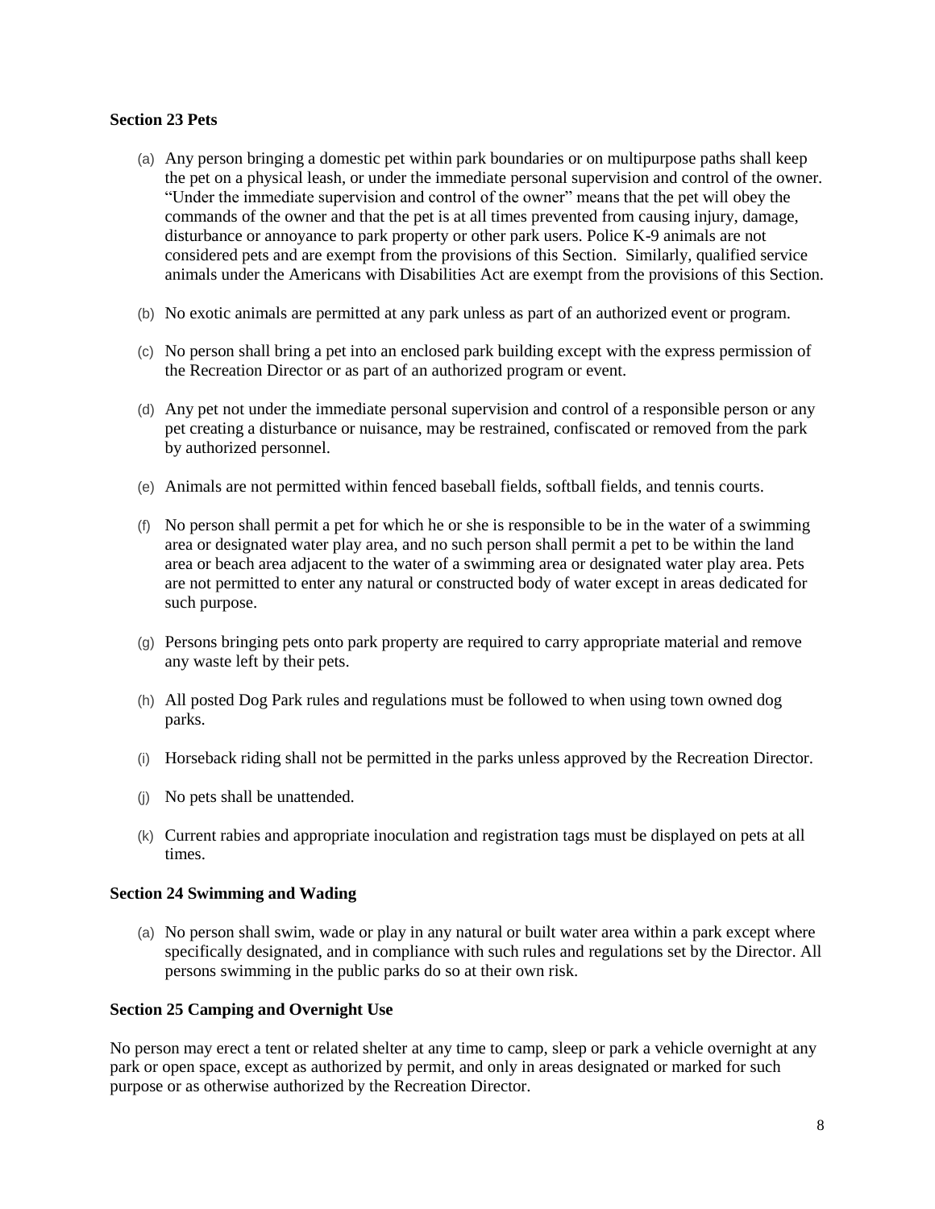**Section 23 Pets**

(a) Any person bringing a domestic pet within park boundaries or on multipurpose paths shall keep the pet on a physical leash, or under the immediate personal supervision and control of the owner. "Under the immediate supervision and control of the owner" means that the pet will obey the commands of the owner and that the pet is at all times prevented from causing injury, damage, disturbance or annoyance to park property or other park users. Police K-9 animals are not considered pets and are exempt from the provisions of this Section. Similarly, qualified service animals under the Americans with Disabilities Act are exempt from the provisions of this Section.

(b) No exotic animals are permitted at any park unless as part of an authorized event or program.

(c) No person shall bring a pet into an enclosed park building except with the express permission of the Recreation Director or as part of an authorized program or event.

(d) Any pet not under the immediate personal supervision and control of a responsible person or any pet creating a disturbance or nuisance, may be restrained, confiscated or removed from the park by authorized personnel.

(e) Animals are not permitted within fenced baseball fields, softball fields, and tennis courts.

(f) No person shall permit a pet for which he or she is responsible to be in the water of a swimming area or designated water play area, and no such person shall permit a pet to be within the land area or beach area adjacent to the water of a swimming area or designated water play area. Pets are not permitted to enter any natural or constructed body of water except in areas dedicated for such purpose.

(g) Persons bringing pets onto park property are required to carry appropriate material and remove any waste left by their pets.

(h) All posted Dog Park rules and regulations must be followed to when using town owned dog parks.

(i) Horseback riding shall not be permitted in the parks unless approved by the Recreation Director.

(j) No pets shall be unattended.

(k) Current rabies and appropriate inoculation and registration tags must be displayed on pets at all times.

**Section 24 Swimming and Wading**

(a) No person shall swim, wade or play in any natural or built water area within a park except where specifically designated, and in compliance with such rules and regulations set by the Director. All persons swimming in the public parks do so at their own risk.

**Section 25 Camping and Overnight Use**

No person may erect a tent or related shelter at any time to camp, sleep or park a vehicle overnight at any park or open space, except as authorized by permit, and only in areas designated or marked for such purpose or as otherwise authorized by the Recreation Director.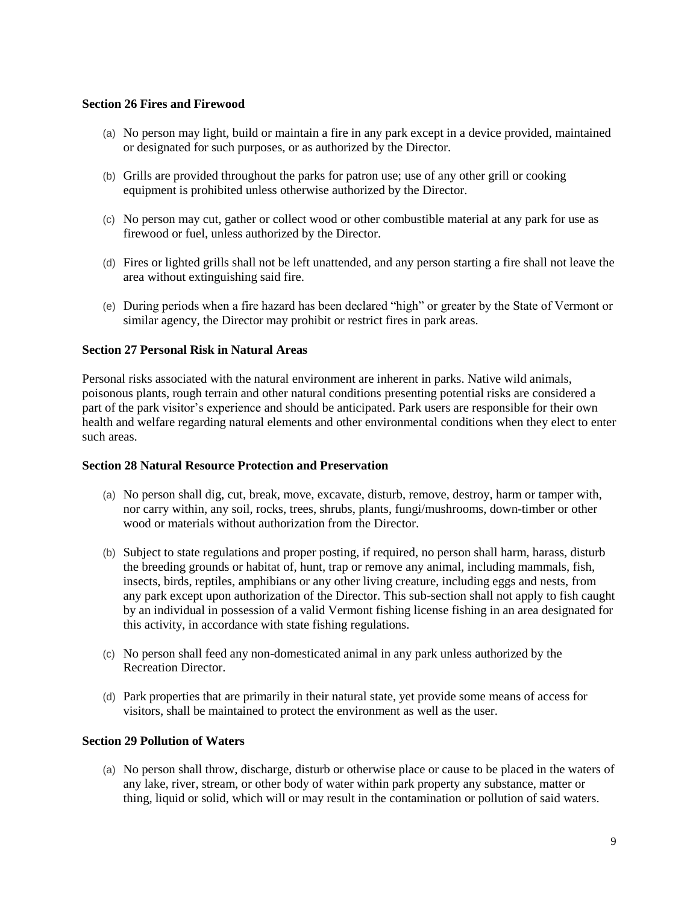**Section 26 Fires and Firewood**

(a) No person may light, build or maintain a fire in any park except in a device provided, maintained or designated for such purposes, or as authorized by the Director.

(b) Grills are provided throughout the parks for patron use; use of any other grill or cooking equipment is prohibited unless otherwise authorized by the Director.

(c) No person may cut, gather or collect wood or other combustible material at any park for use as firewood or fuel, unless authorized by the Director.

(d) Fires or lighted grills shall not be left unattended, and any person starting a fire shall not leave the area without extinguishing said fire.

(e) During periods when a fire hazard has been declared "high" or greater by the State of Vermont or similar agency, the Director may prohibit or restrict fires in park areas.

**Section 27 Personal Risk in Natural Areas**

Personal risks associated with the natural environment are inherent in parks. Native wild animals, poisonous plants, rough terrain and other natural conditions presenting potential risks are considered a part of the park visitor's experience and should be anticipated. Park users are responsible for their own health and welfare regarding natural elements and other environmental conditions when they elect to enter such areas.

**Section 28 Natural Resource Protection and Preservation**

(a) No person shall dig, cut, break, move, excavate, disturb, remove, destroy, harm or tamper with, nor carry within, any soil, rocks, trees, shrubs, plants, fungi/mushrooms, down-timber or other wood or materials without authorization from the Director.

(b) Subject to state regulations and proper posting, if required, no person shall harm, harass, disturb the breeding grounds or habitat of, hunt, trap or remove any animal, including mammals, fish, insects, birds, reptiles, amphibians or any other living creature, including eggs and nests, from any park except upon authorization of the Director. This sub-section shall not apply to fish caught by an individual in possession of a valid Vermont fishing license fishing in an area designated for this activity, in accordance with state fishing regulations.

(c) No person shall feed any non-domesticated animal in any park unless authorized by the Recreation Director.

(d) Park properties that are primarily in their natural state, yet provide some means of access for visitors, shall be maintained to protect the environment as well as the user.

**Section 29 Pollution of Waters**

(a) No person shall throw, discharge, disturb or otherwise place or cause to be placed in the waters of any lake, river, stream, or other body of water within park property any substance, matter or thing, liquid or solid, which will or may result in the contamination or pollution of said waters.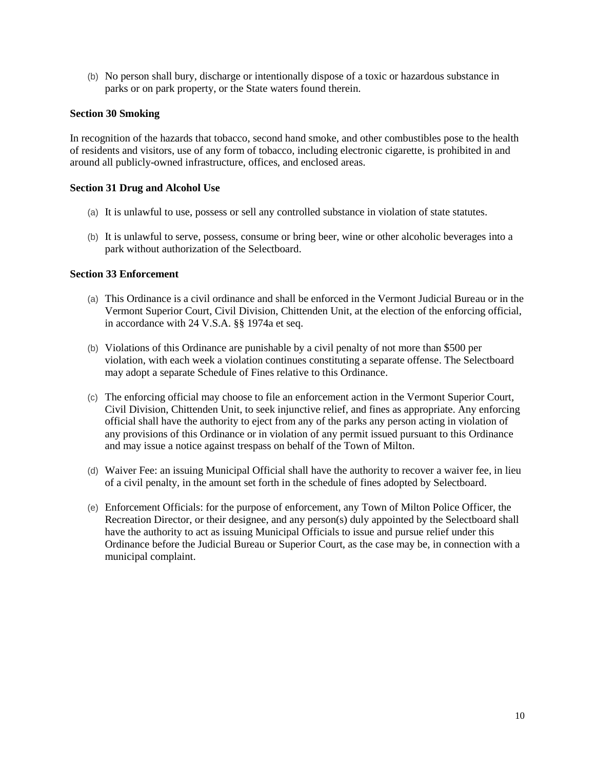(b) No person shall bury, discharge or intentionally dispose of a toxic or hazardous substance in parks or on park property, or the State waters found therein.

**Section 30 Smoking**

In recognition of the hazards that tobacco, second hand smoke, and other combustibles pose to the health of residents and visitors, use of any form of tobacco, including electronic cigarette, is prohibited in and around all publicly-owned infrastructure, offices, and enclosed areas.

**Section 31 Drug and Alcohol Use**

(a) It is unlawful to use, possess or sell any controlled substance in violation of state statutes.

(b) It is unlawful to serve, possess, consume or bring beer, wine or other alcoholic beverages into a park without authorization of the Selectboard.

**Section 33 Enforcement**

(a) This Ordinance is a civil ordinance and shall be enforced in the Vermont Judicial Bureau or in the Vermont Superior Court, Civil Division, Chittenden Unit, at the election of the enforcing official, in accordance with 24 V.S.A. §§ 1974a et seq.

(b) Violations of this Ordinance are punishable by a civil penalty of not more than $500 per violation, with each week a violation continues constituting a separate offense. The Selectboard may adopt a separate Schedule of Fines relative to this Ordinance.

(c) The enforcing official may choose to file an enforcement action in the Vermont Superior Court, Civil Division, Chittenden Unit, to seek injunctive relief, and fines as appropriate. Any enforcing official shall have the authority to eject from any of the parks any person acting in violation of any provisions of this Ordinance or in violation of any permit issued pursuant to this Ordinance and may issue a notice against trespass on behalf of the Town of Milton.

(d) Waiver Fee: an issuing Municipal Official shall have the authority to recover a waiver fee, in lieu of a civil penalty, in the amount set forth in the schedule of fines adopted by Selectboard.

(e) Enforcement Officials: for the purpose of enforcement, any Town of Milton Police Officer, the Recreation Director, or their designee, and any person(s) duly appointed by the Selectboard shall have the authority to act as issuing Municipal Officials to issue and pursue relief under this Ordinance before the Judicial Bureau or Superior Court, as the case may be, in connection with a municipal complaint.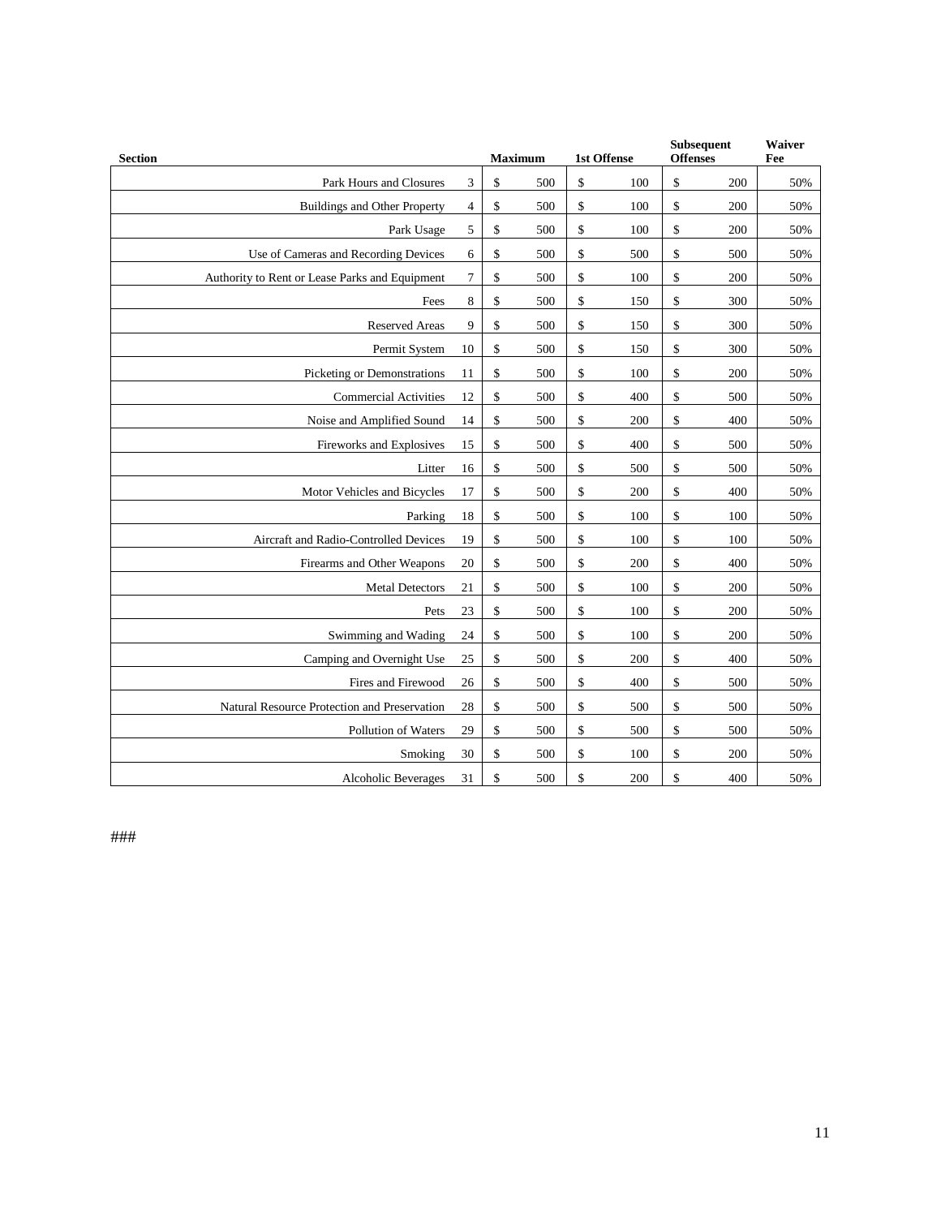| Section | | Maximum | 1st Offense | Subsequent Offenses | Waiver Fee |
|---|---|---|---|---|---|
| Park Hours and Closures | 3 | $ 500 | $ 100 | $ 200 | 50% |
| Buildings and Other Property | 4 | $ 500 | $ 100 | $ 200 | 50% |
| Park Usage | 5 | $ 500 | $ 100 | $ 200 | 50% |
| Use of Cameras and Recording Devices | 6 | $ 500 | $ 500 | $ 500 | 50% |
| Authority to Rent or Lease Parks and Equipment | 7 | $ 500 | $ 100 | $ 200 | 50% |
| Fees | 8 | $ 500 | $ 150 | $ 300 | 50% |
| Reserved Areas | 9 | $ 500 | $ 150 | $ 300 | 50% |
| Permit System | 10 | $ 500 | $ 150 | $ 300 | 50% |
| Picketing or Demonstrations | 11 | $ 500 | $ 100 | $ 200 | 50% |
| Commercial Activities | 12 | $ 500 | $ 400 | $ 500 | 50% |
| Noise and Amplified Sound | 14 | $ 500 | $ 200 | $ 400 | 50% |
| Fireworks and Explosives | 15 | $ 500 | $ 400 | $ 500 | 50% |
| Litter | 16 | $ 500 | $ 500 | $ 500 | 50% |
| Motor Vehicles and Bicycles | 17 | $ 500 | $ 200 | $ 400 | 50% |
| Parking | 18 | $ 500 | $ 100 | $ 100 | 50% |
| Aircraft and Radio-Controlled Devices | 19 | $ 500 | $ 100 | $ 100 | 50% |
| Firearms and Other Weapons | 20 | $ 500 | $ 200 | $ 400 | 50% |
| Metal Detectors | 21 | $ 500 | $ 100 | $ 200 | 50% |
| Pets | 23 | $ 500 | $ 100 | $ 200 | 50% |
| Swimming and Wading | 24 | $ 500 | $ 100 | $ 200 | 50% |
| Camping and Overnight Use | 25 | $ 500 | $ 200 | $ 400 | 50% |
| Fires and Firewood | 26 | $ 500 | $ 400 | $ 500 | 50% |
| Natural Resource Protection and Preservation | 28 | $ 500 | $ 500 | $ 500 | 50% |
| Pollution of Waters | 29 | $ 500 | $ 500 | $ 500 | 50% |
| Smoking | 30 | $ 500 | $ 100 | $ 200 | 50% |
| Alcoholic Beverages | 31 | $ 500 | $ 200 | $ 400 | 50% |

###